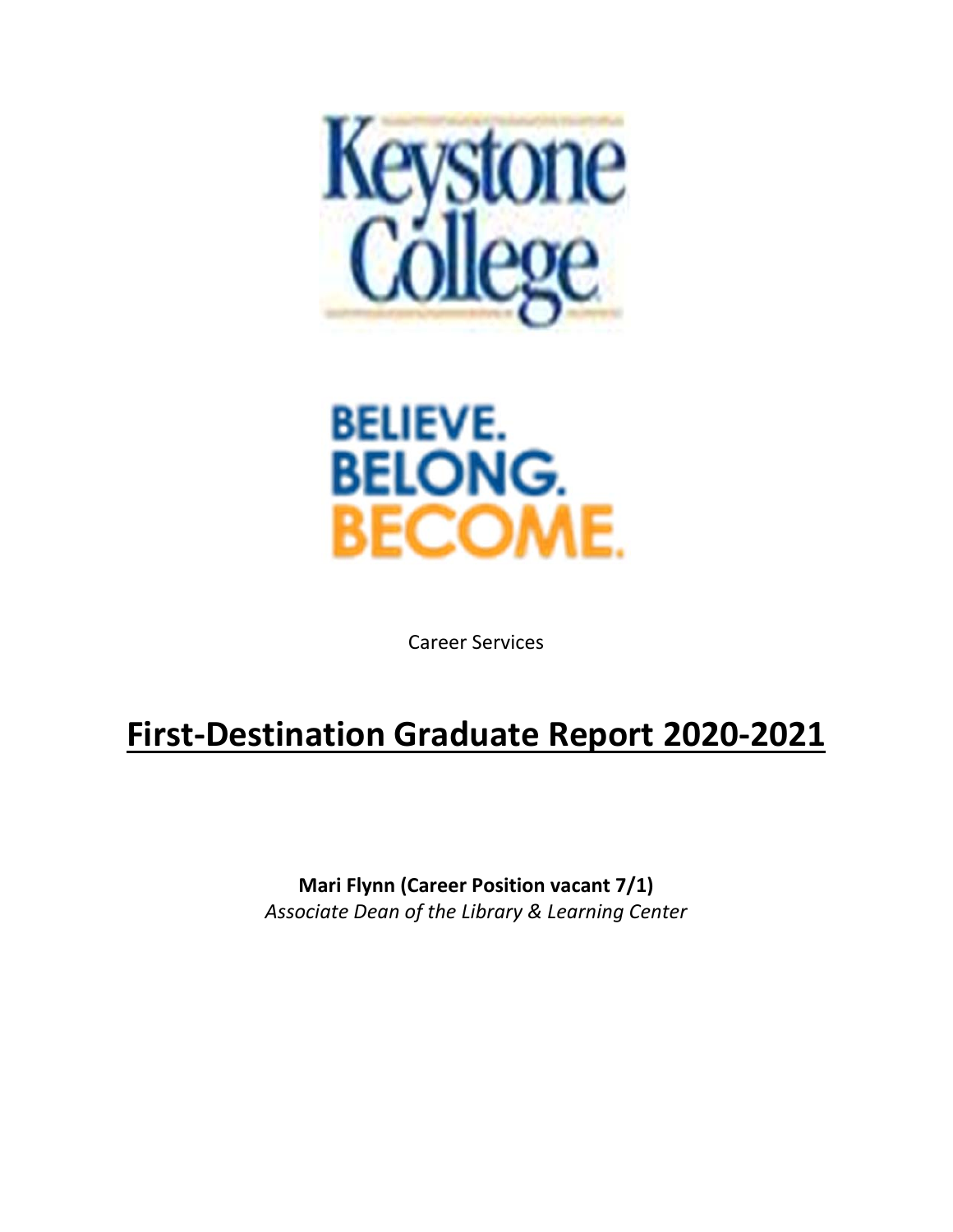Keystone College

BELIEVE.
BELONG.
BECOME.

Career Services

# First-Destination Graduate Report 2020-2021

**Mari Flynn (Career Position vacant 7/1)**
*Associate Dean of the Library & Learning Center*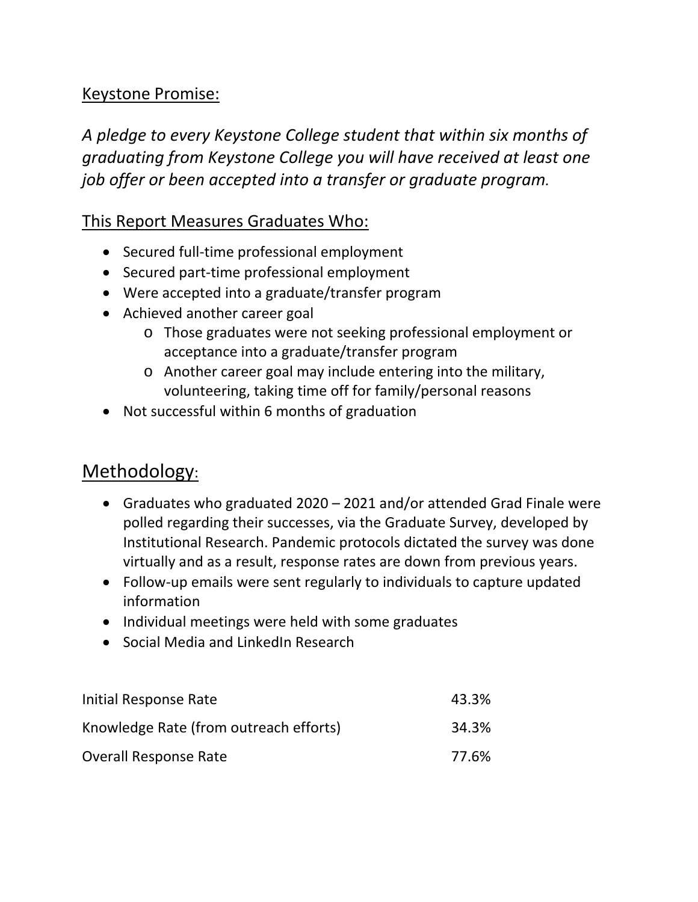## Keystone Promise:

*A pledge to every Keystone College student that within six months of graduating from Keystone College you will have received at least one job offer or been accepted into a transfer or graduate program.*

## This Report Measures Graduates Who:

- Secured full-time professional employment
- Secured part-time professional employment
- Were accepted into a graduate/transfer program
- Achieved another career goal
  - Those graduates were not seeking professional employment or acceptance into a graduate/transfer program
  - Another career goal may include entering into the military, volunteering, taking time off for family/personal reasons
- Not successful within 6 months of graduation

## Methodology:

- Graduates who graduated 2020 – 2021 and/or attended Grad Finale were polled regarding their successes, via the Graduate Survey, developed by Institutional Research. Pandemic protocols dictated the survey was done virtually and as a result, response rates are down from previous years.
- Follow-up emails were sent regularly to individuals to capture updated information
- Individual meetings were held with some graduates
- Social Media and LinkedIn Research

| | |
|---|---|
| Initial Response Rate | 43.3% |
| Knowledge Rate (from outreach efforts) | 34.3% |
| Overall Response Rate | 77.6% |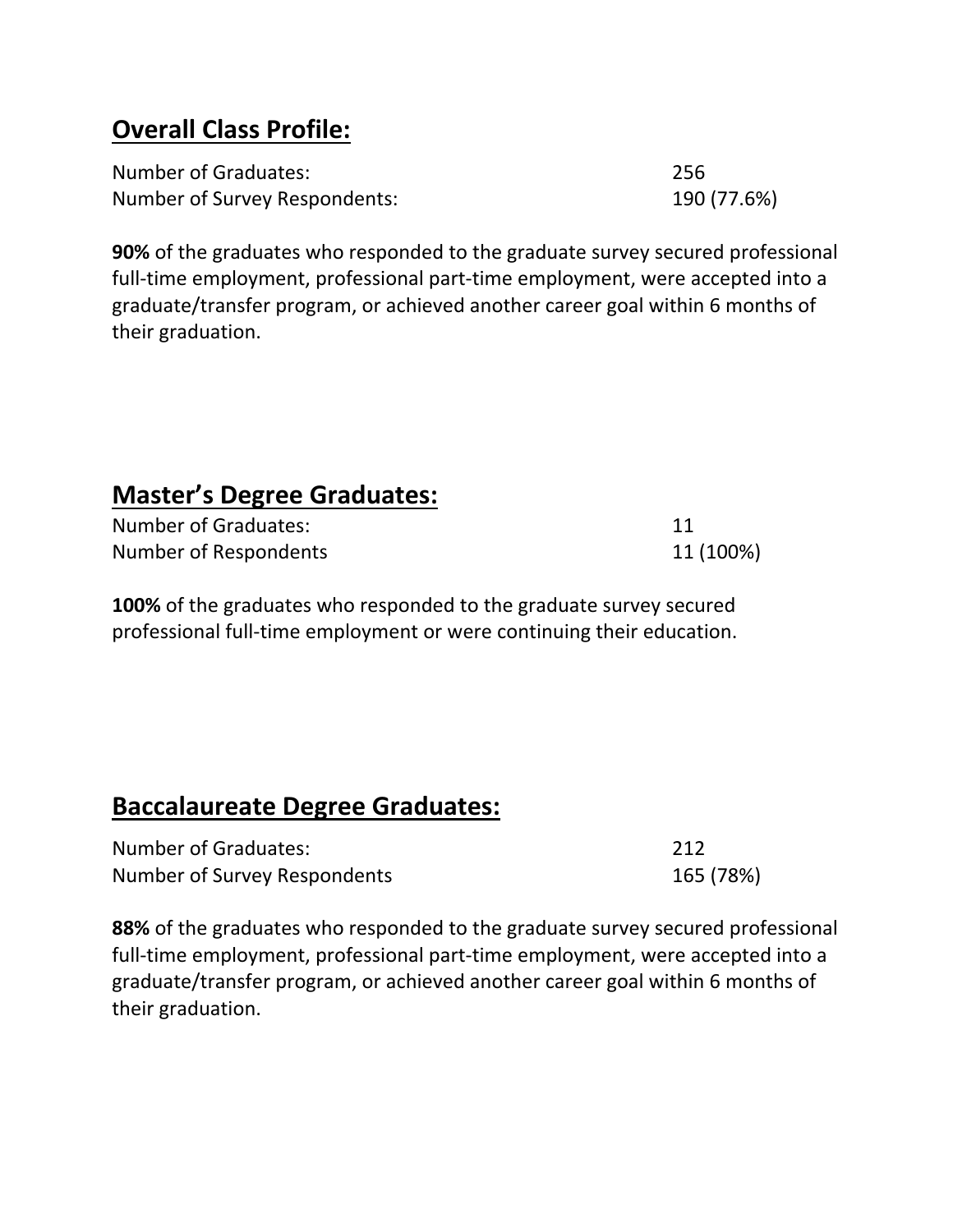## Overall Class Profile:

| | |
|---|---|
| Number of Graduates: | 256 |
| Number of Survey Respondents: | 190 (77.6%) |

**90%** of the graduates who responded to the graduate survey secured professional full-time employment, professional part-time employment, were accepted into a graduate/transfer program, or achieved another career goal within 6 months of their graduation.

## Master's Degree Graduates:

| | |
|---|---|
| Number of Graduates: | 11 |
| Number of Respondents | 11 (100%) |

**100%** of the graduates who responded to the graduate survey secured professional full-time employment or were continuing their education.

## Baccalaureate Degree Graduates:

| | |
|---|---|
| Number of Graduates: | 212 |
| Number of Survey Respondents | 165 (78%) |

**88%** of the graduates who responded to the graduate survey secured professional full-time employment, professional part-time employment, were accepted into a graduate/transfer program, or achieved another career goal within 6 months of their graduation.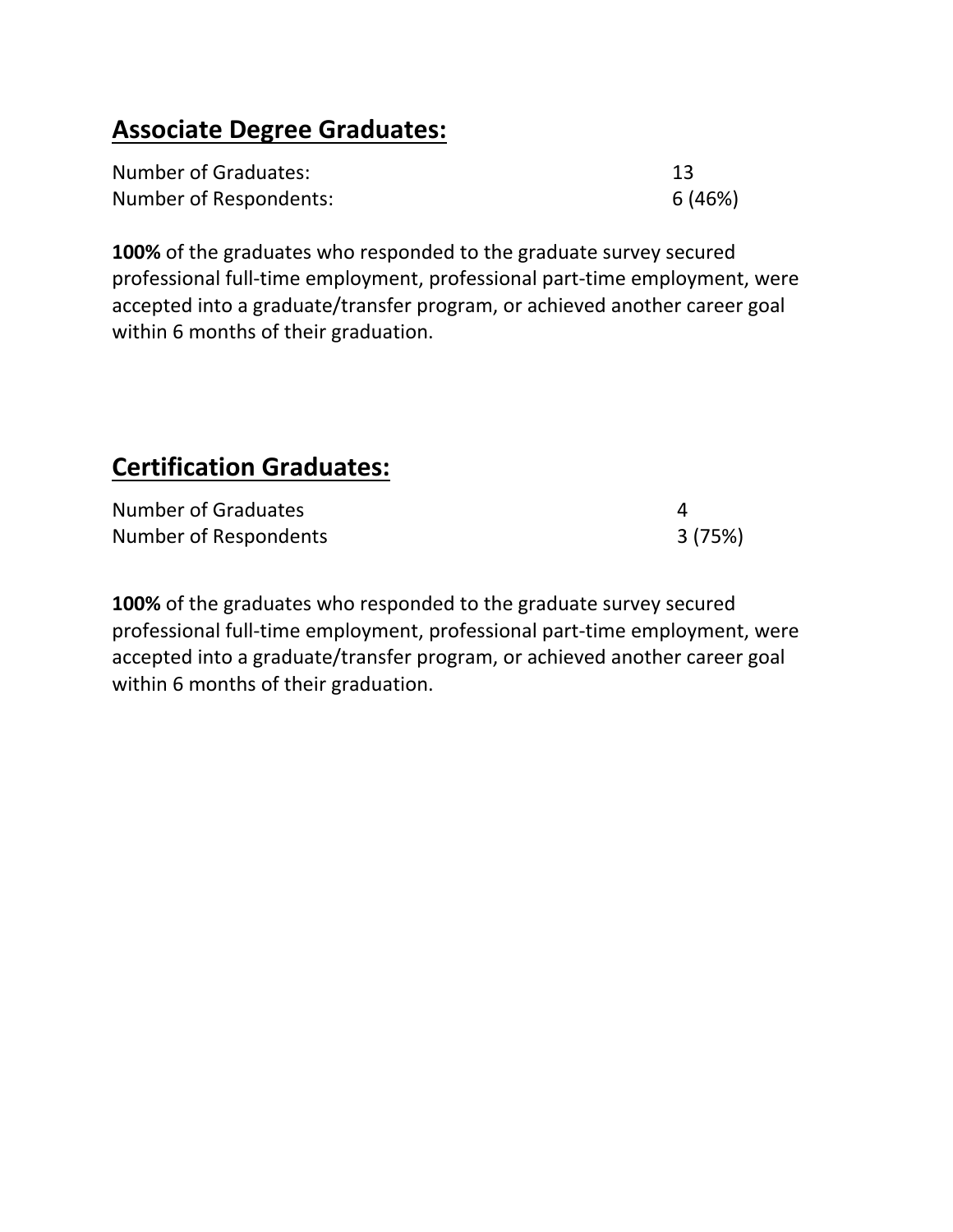## Associate Degree Graduates:

| | |
|---|---|
| Number of Graduates: | 13 |
| Number of Respondents: | 6 (46%) |

**100%** of the graduates who responded to the graduate survey secured professional full-time employment, professional part-time employment, were accepted into a graduate/transfer program, or achieved another career goal within 6 months of their graduation.

## Certification Graduates:

| | |
|---|---|
| Number of Graduates | 4 |
| Number of Respondents | 3 (75%) |

**100%** of the graduates who responded to the graduate survey secured professional full-time employment, professional part-time employment, were accepted into a graduate/transfer program, or achieved another career goal within 6 months of their graduation.